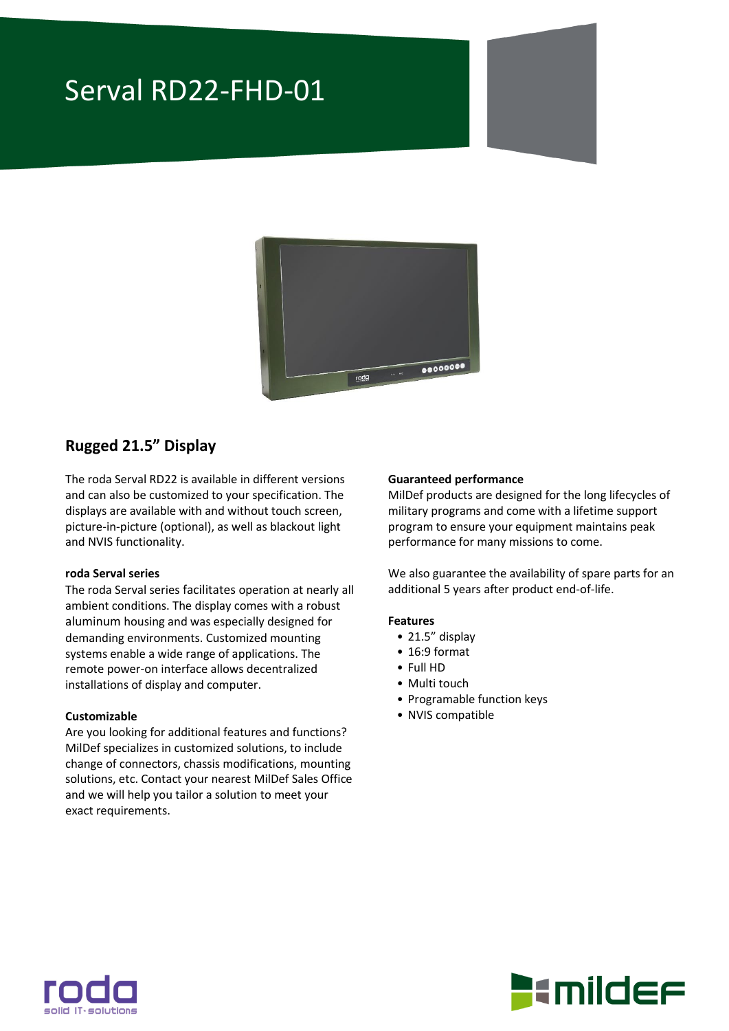# Serval RD22-FHD-01

## Rugged 21.5" Display

The roda Serval RD22 is available in different versions and can also be customized to your specification. The displays are available with and without touch screen, picture-in-picture (optional), as well as blackout light and NVIS functionality.

**roda Serval series**
The roda Serval series facilitates operation at nearly all ambient conditions. The display comes with a robust aluminum housing and was especially designed for demanding environments. Customized mounting systems enable a wide range of applications. The remote power-on interface allows decentralized installations of display and computer.

**Customizable**
Are you looking for additional features and functions? MilDef specializes in customized solutions, to include change of connectors, chassis modifications, mounting solutions, etc. Contact your nearest MilDef Sales Office and we will help you tailor a solution to meet your exact requirements.

**Guaranteed performance**
MilDef products are designed for the long lifecycles of military programs and come with a lifetime support program to ensure your equipment maintains peak performance for many missions to come.

We also guarantee the availability of spare parts for an additional 5 years after product end-of-life.

**Features**

- 21.5" display
- 16:9 format
- Full HD
- Multi touch
- Programable function keys
- NVIS compatible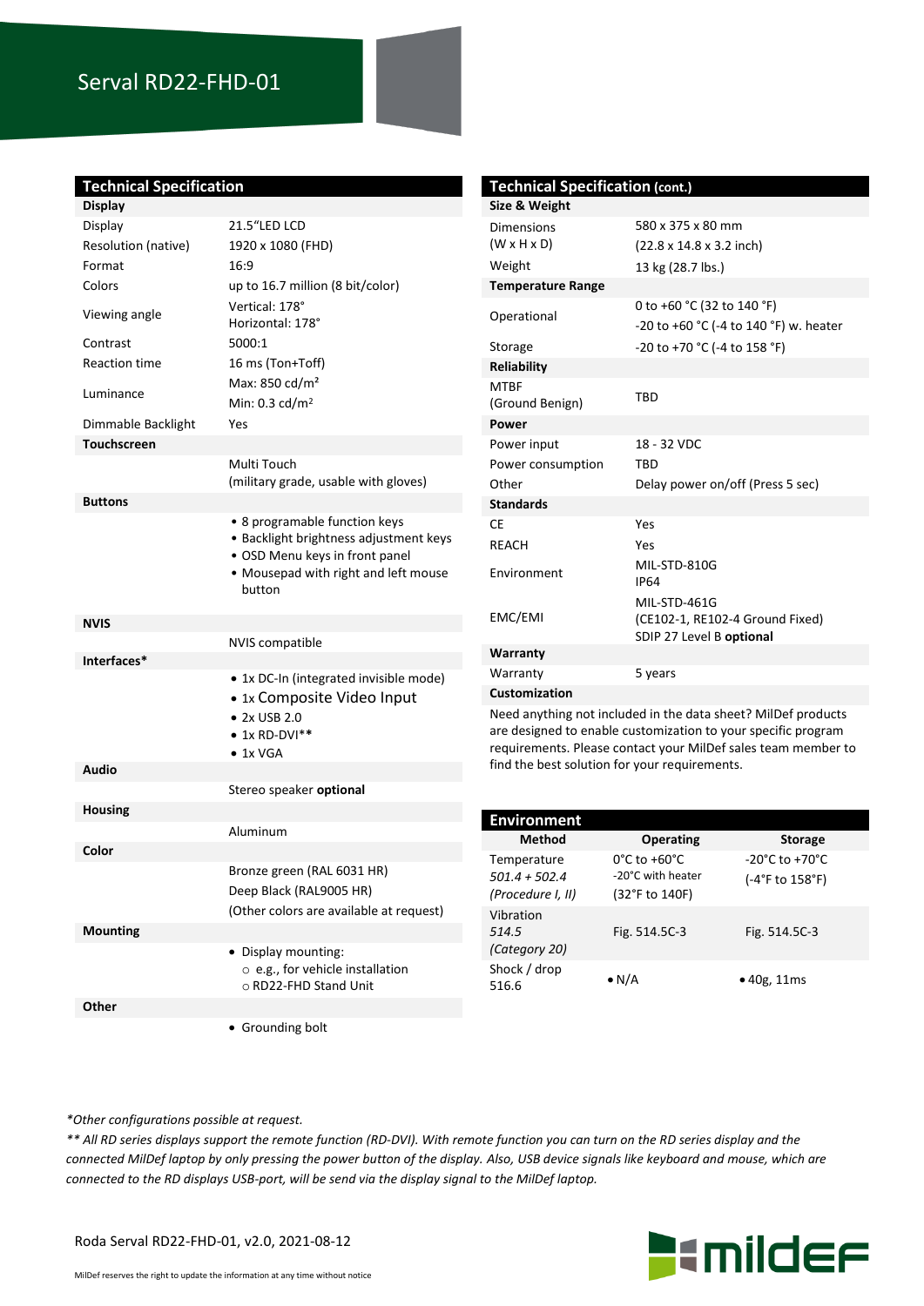# Serval RD22-FHD-01

## Technical Specification

| | |
|---|---|
| **Display** | |
| Display | 21.5"LED LCD |
| Resolution (native) | 1920 x 1080 (FHD) |
| Format | 16:9 |
| Colors | up to 16.7 million (8 bit/color) |
| Viewing angle | Vertical: 178°<br>Horizontal: 178° |
| Contrast | 5000:1 |
| Reaction time | 16 ms (Ton+Toff) |
| Luminance | Max: 850 cd/m²<br>Min: 0.3 cd/m² |
| Dimmable Backlight | Yes |
| **Touchscreen** | |
| | Multi Touch<br>(military grade, usable with gloves) |
| **Buttons** | |
| | • 8 programable function keys<br>• Backlight brightness adjustment keys<br>• OSD Menu keys in front panel<br>• Mousepad with right and left mouse button |
| **NVIS** | |
| | NVIS compatible |
| **Interfaces*** | |
| | • 1x DC-In (integrated invisible mode)<br>• 1x Composite Video Input<br>• 2x USB 2.0<br>• 1x RD-DVI**<br>• 1x VGA |
| **Audio** | |
| | Stereo speaker **optional** |
| **Housing** | |
| | Aluminum |
| **Color** | |
| | Bronze green (RAL 6031 HR)<br>Deep Black (RAL9005 HR)<br>(Other colors are available at request) |
| **Mounting** | |
| | • Display mounting:<br>  ○ e.g., for vehicle installation<br>  ○ RD22-FHD Stand Unit |
| **Other** | |
| | • Grounding bolt |

## Technical Specification (cont.)

| | |
|---|---|
| **Size & Weight** | |
| Dimensions (W x H x D) | 580 x 375 x 80 mm<br>(22.8 x 14.8 x 3.2 inch) |
| Weight | 13 kg (28.7 lbs.) |
| **Temperature Range** | |
| Operational | 0 to +60 °C (32 to 140 °F)<br>-20 to +60 °C (-4 to 140 °F) w. heater |
| Storage | -20 to +70 °C (-4 to 158 °F) |
| **Reliability** | |
| MTBF (Ground Benign) | TBD |
| **Power** | |
| Power input | 18 - 32 VDC |
| Power consumption | TBD |
| Other | Delay power on/off (Press 5 sec) |
| **Standards** | |
| CE | Yes |
| REACH | Yes |
| Environment | MIL-STD-810G<br>IP64 |
| EMC/EMI | MIL-STD-461G<br>(CE102-1, RE102-4 Ground Fixed)<br>SDIP 27 Level B **optional** |
| **Warranty** | |
| Warranty | 5 years |
| **Customization** | |

Need anything not included in the data sheet? MilDef products are designed to enable customization to your specific program requirements. Please contact your MilDef sales team member to find the best solution for your requirements.

## Environment

| Method | Operating | Storage |
|---|---|---|
| Temperature<br>*501.4 + 502.4*<br>*(Procedure I, II)* | 0°C to +60°C<br>-20°C with heater<br>(32°F to 140F) | -20°C to +70°C<br>(-4°F to 158°F) |
| Vibration<br>*514.5*<br>*(Category 20)* | Fig. 514.5C-3 | Fig. 514.5C-3 |
| Shock / drop<br>516.6 | • N/A | • 40g, 11ms |

*\*Other configurations possible at request.*

*\*\* All RD series displays support the remote function (RD-DVI). With remote function you can turn on the RD series display and the connected MilDef laptop by only pressing the power button of the display. Also, USB device signals like keyboard and mouse, which are connected to the RD displays USB-port, will be send via the display signal to the MilDef laptop.*

Roda Serval RD22-FHD-01, v2.0, 2021-08-12

MilDef reserves the right to update the information at any time without notice